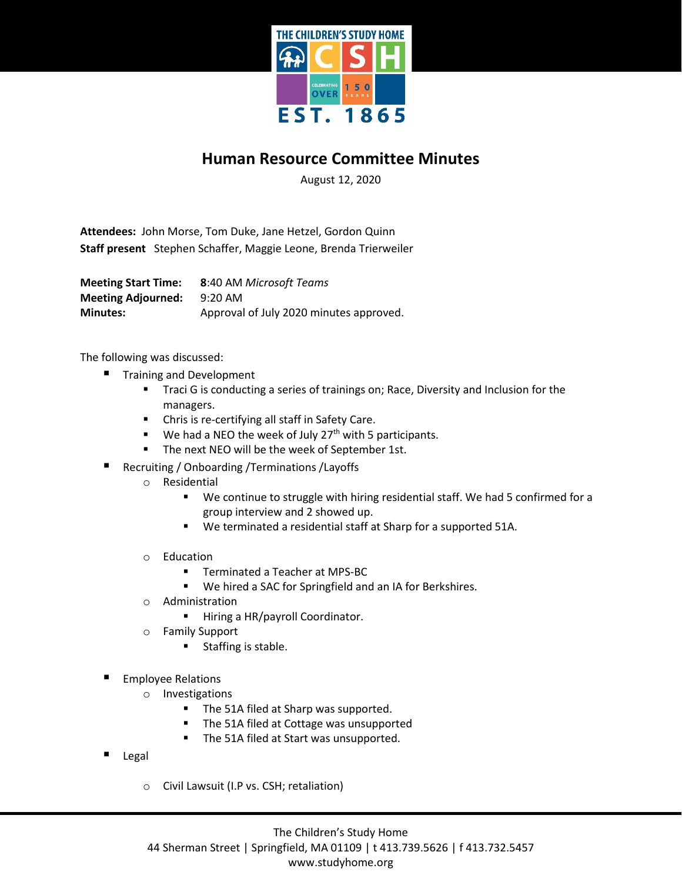# Human Resource Committee Minutes

August 12, 2020

**Attendees:** John Morse, Tom Duke, Jane Hetzel, Gordon Quinn
**Staff present** Stephen Schaffer, Maggie Leone, Brenda Trierweiler

**Meeting Start Time:** **8**:40 AM *Microsoft Teams*
**Meeting Adjourned:** 9:20 AM
**Minutes:** Approval of July 2020 minutes approved.

The following was discussed:

- Training and Development
  - Traci G is conducting a series of trainings on; Race, Diversity and Inclusion for the managers.
  - Chris is re-certifying all staff in Safety Care.
  - We had a NEO the week of July 27th with 5 participants.
  - The next NEO will be the week of September 1st.
- Recruiting / Onboarding /Terminations /Layoffs
  - Residential
    - We continue to struggle with hiring residential staff. We had 5 confirmed for a group interview and 2 showed up.
    - We terminated a residential staff at Sharp for a supported 51A.
  - Education
    - Terminated a Teacher at MPS-BC
    - We hired a SAC for Springfield and an IA for Berkshires.
  - Administration
    - Hiring a HR/payroll Coordinator.
  - Family Support
    - Staffing is stable.
- Employee Relations
  - Investigations
    - The 51A filed at Sharp was supported.
    - The 51A filed at Cottage was unsupported
    - The 51A filed at Start was unsupported.
- Legal
  - Civil Lawsuit (I.P vs. CSH; retaliation)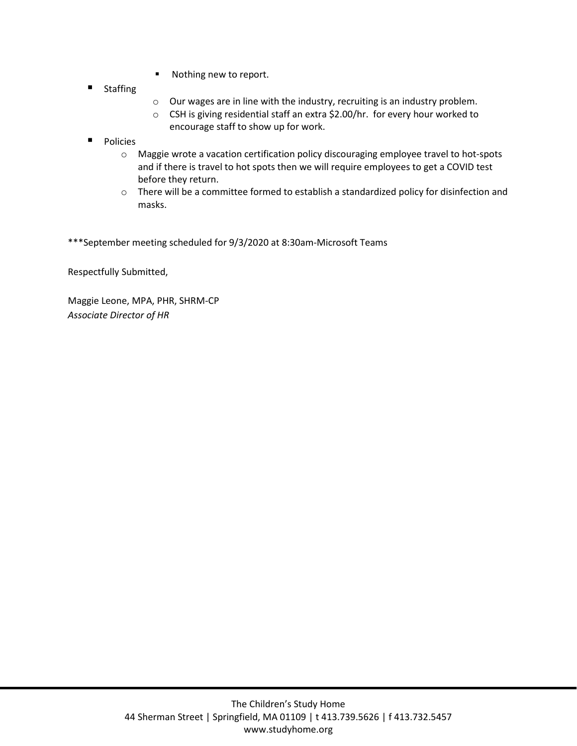- Nothing new to report.
- Staffing
  - Our wages are in line with the industry, recruiting is an industry problem.
  - CSH is giving residential staff an extra $2.00/hr. for every hour worked to encourage staff to show up for work.
- Policies
  - Maggie wrote a vacation certification policy discouraging employee travel to hot-spots and if there is travel to hot spots then we will require employees to get a COVID test before they return.
  - There will be a committee formed to establish a standardized policy for disinfection and masks.

***September meeting scheduled for 9/3/2020 at 8:30am-Microsoft Teams

Respectfully Submitted,

Maggie Leone, MPA, PHR, SHRM-CP
*Associate Director of HR*

The Children's Study Home
44 Sherman Street | Springfield, MA 01109 | t 413.739.5626 | f 413.732.5457
www.studyhome.org